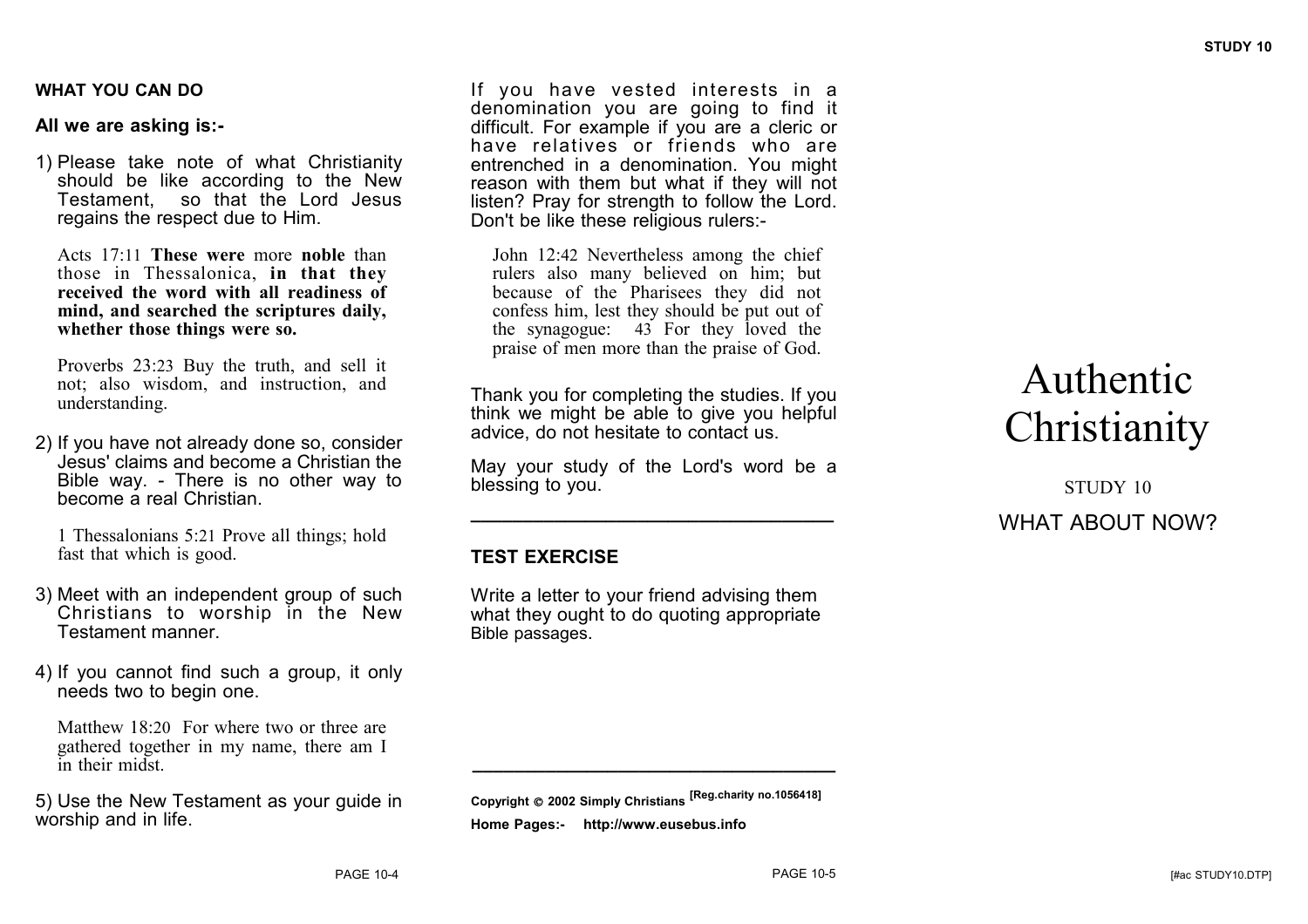## WHAT YOU CAN DO

**All we are asking is:-**

1) Please take note of what Christianity should be like according to the New Testament, so that the Lord Jesus regains the respect due to Him.

> Acts 17:11 **These were** more **noble** than those in Thessalonica, **in that they received the word with all readiness of mind, and searched the scriptures daily, whether those things were so.**

> Proverbs 23:23 Buy the truth, and sell it not; also wisdom, and instruction, and understanding.

2) If you have not already done so, consider Jesus' claims and become a Christian the Bible way. - There is no other way to become a real Christian.

> 1 Thessalonians 5:21 Prove all things; hold fast that which is good.

3) Meet with an independent group of such Christians to worship in the New Testament manner.

4) If you cannot find such a group, it only needs two to begin one.

> Matthew 18:20 For where two or three are gathered together in my name, there am I in their midst.

5) Use the New Testament as your guide in worship and in life.

If you have vested interests in a denomination you are going to find it difficult. For example if you are a cleric or have relatives or friends who are entrenched in a denomination. You might reason with them but what if they will not listen? Pray for strength to follow the Lord. Don't be like these religious rulers:-

> John 12:42 Nevertheless among the chief rulers also many believed on him; but because of the Pharisees they did not confess him, lest they should be put out of the synagogue: 43 For they loved the praise of men more than the praise of God.

Thank you for completing the studies. If you think we might be able to give you helpful advice, do not hesitate to contact us.

May your study of the Lord's word be a blessing to you.

---

## TEST EXERCISE

Write a letter to your friend advising them what they ought to do quoting appropriate Bible passages.

---

**Copyright © 2002 Simply Christians [Reg.charity no.1056418]**

**Home Pages:- http://www.eusebus.info**

# Authentic Christianity

STUDY 10

## WHAT ABOUT NOW?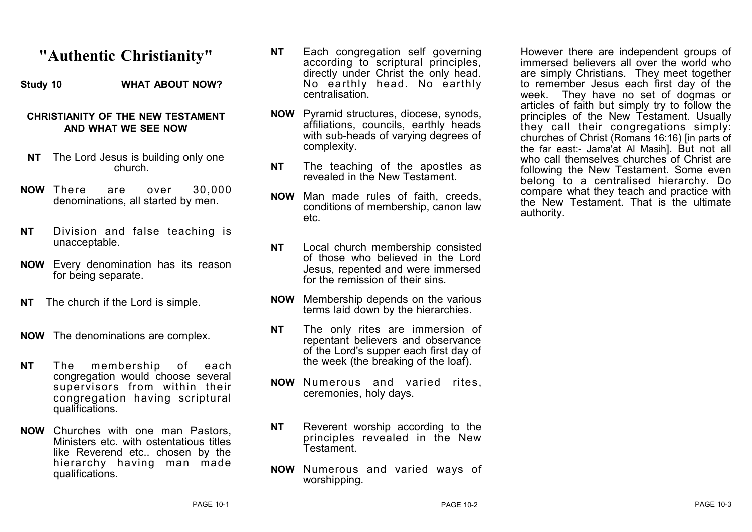# "Authentic Christianity"

**Study 10** **WHAT ABOUT NOW?**

**CHRISTIANITY OF THE NEW TESTAMENT AND WHAT WE SEE NOW**

**NT** The Lord Jesus is building only one church.

**NOW** There are over 30,000 denominations, all started by men.

**NT** Division and false teaching is unacceptable.

**NOW** Every denomination has its reason for being separate.

**NT** The church if the Lord is simple.

**NOW** The denominations are complex.

**NT** The membership of each congregation would choose several supervisors from within their congregation having scriptural qualifications.

**NOW** Churches with one man Pastors, Ministers etc. with ostentatious titles like Reverend etc.. chosen by the hierarchy having man made qualifications.

**NT** Each congregation self governing according to scriptural principles, directly under Christ the only head. No earthly head. No earthly centralisation.

**NOW** Pyramid structures, diocese, synods, affiliations, councils, earthly heads with sub-heads of varying degrees of complexity.

**NT** The teaching of the apostles as revealed in the New Testament.

**NOW** Man made rules of faith, creeds, conditions of membership, canon law etc.

**NT** Local church membership consisted of those who believed in the Lord Jesus, repented and were immersed for the remission of their sins.

**NOW** Membership depends on the various terms laid down by the hierarchies.

**NT** The only rites are immersion of repentant believers and observance of the Lord's supper each first day of the week (the breaking of the loaf).

**NOW** Numerous and varied rites, ceremonies, holy days.

**NT** Reverent worship according to the principles revealed in the New Testament.

**NOW** Numerous and varied ways of worshipping.

However there are independent groups of immersed believers all over the world who are simply Christians. They meet together to remember Jesus each first day of the week. They have no set of dogmas or articles of faith but simply try to follow the principles of the New Testament. Usually they call their congregations simply: churches of Christ (Romans 16:16) [in parts of the far east:- Jama'at Al Masih]. But not all who call themselves churches of Christ are following the New Testament. Some even belong to a centralised hierarchy. Do compare what they teach and practice with the New Testament. That is the ultimate authority.